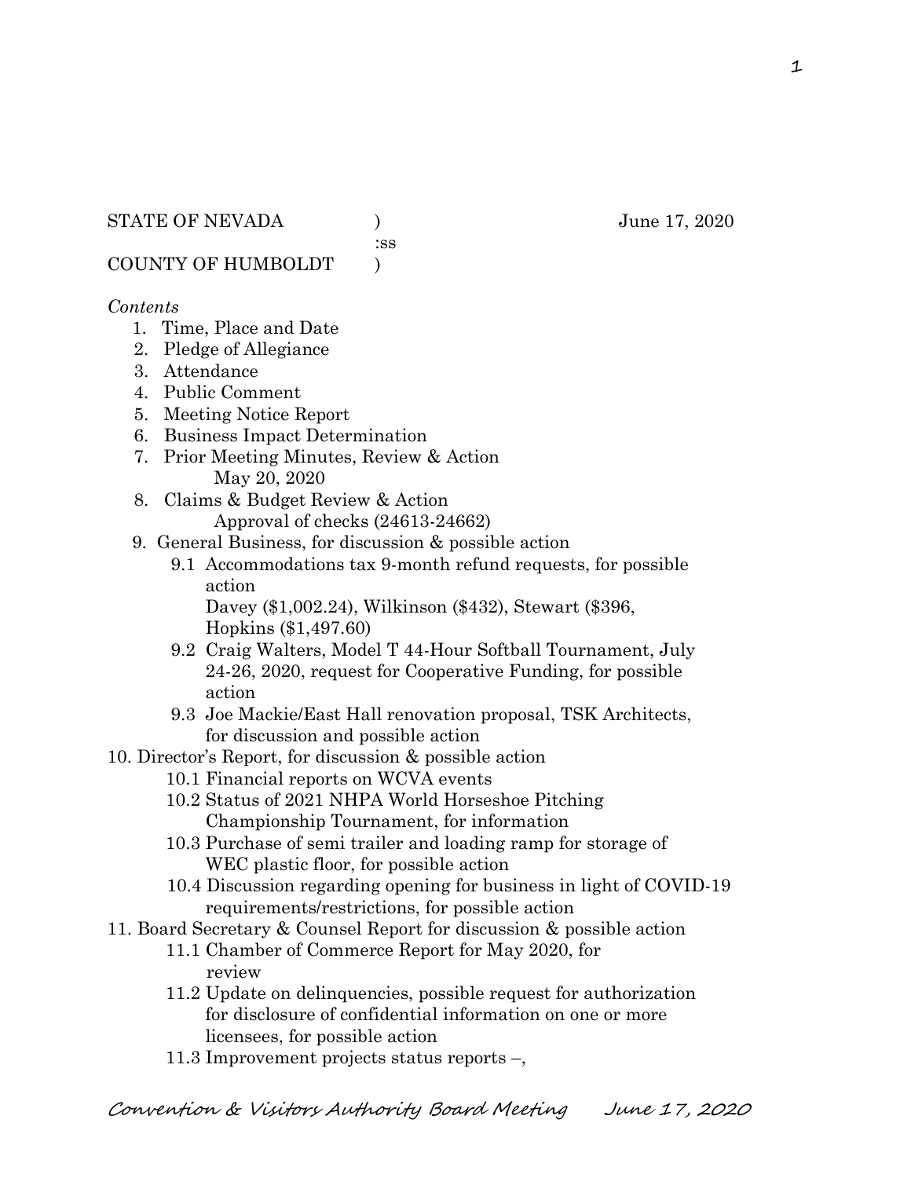STATE OF NEVADA )   June 17, 2020
:ss
COUNTY OF HUMBOLDT )

*Contents*

1. Time, Place and Date
2. Pledge of Allegiance
3. Attendance
4. Public Comment
5. Meeting Notice Report
6. Business Impact Determination
7. Prior Meeting Minutes, Review & Action
   May 20, 2020
8. Claims & Budget Review & Action
   Approval of checks (24613-24662)
9. General Business, for discussion & possible action
   - 9.1 Accommodations tax 9-month refund requests, for possible action
     Davey ($1,002.24), Wilkinson ($432), Stewart ($396, Hopkins ($1,497.60)
   - 9.2 Craig Walters, Model T 44-Hour Softball Tournament, July 24-26, 2020, request for Cooperative Funding, for possible action
   - 9.3 Joe Mackie/East Hall renovation proposal, TSK Architects, for discussion and possible action
10. Director's Report, for discussion & possible action
    - 10.1 Financial reports on WCVA events
    - 10.2 Status of 2021 NHPA World Horseshoe Pitching Championship Tournament, for information
    - 10.3 Purchase of semi trailer and loading ramp for storage of WEC plastic floor, for possible action
    - 10.4 Discussion regarding opening for business in light of COVID-19 requirements/restrictions, for possible action
11. Board Secretary & Counsel Report for discussion & possible action
    - 11.1 Chamber of Commerce Report for May 2020, for review
    - 11.2 Update on delinquencies, possible request for authorization for disclosure of confidential information on one or more licensees, for possible action
    - 11.3 Improvement projects status reports –,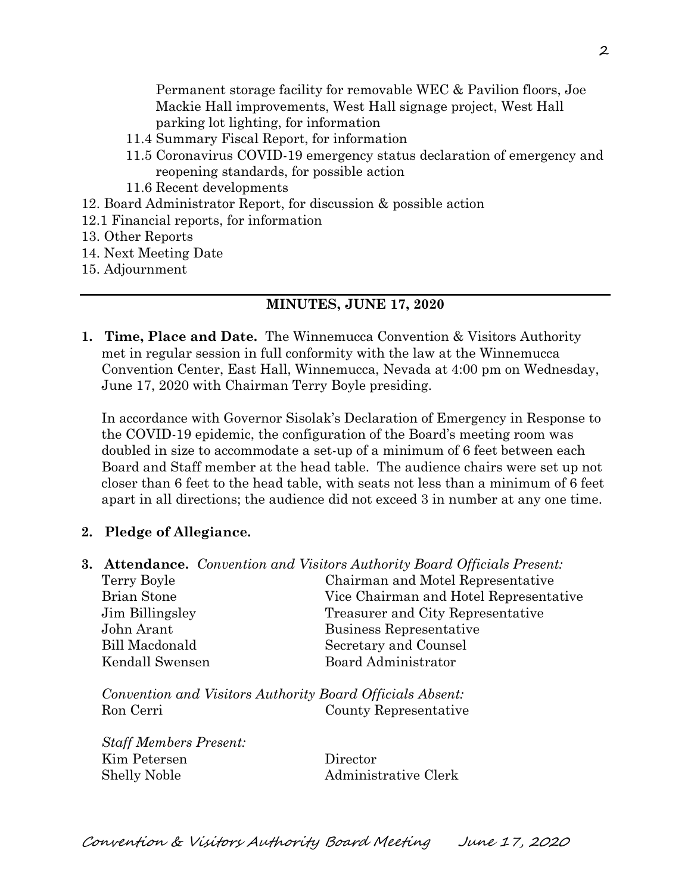Permanent storage facility for removable WEC & Pavilion floors, Joe Mackie Hall improvements, West Hall signage project, West Hall parking lot lighting, for information

11.4 Summary Fiscal Report, for information

11.5 Coronavirus COVID-19 emergency status declaration of emergency and reopening standards, for possible action

11.6 Recent developments

12. Board Administrator Report, for discussion & possible action

12.1 Financial reports, for information

13. Other Reports

14. Next Meeting Date

15. Adjournment

---

## MINUTES, JUNE 17, 2020

**1. Time, Place and Date.** The Winnemucca Convention & Visitors Authority met in regular session in full conformity with the law at the Winnemucca Convention Center, East Hall, Winnemucca, Nevada at 4:00 pm on Wednesday, June 17, 2020 with Chairman Terry Boyle presiding.

In accordance with Governor Sisolak's Declaration of Emergency in Response to the COVID-19 epidemic, the configuration of the Board's meeting room was doubled in size to accommodate a set-up of a minimum of 6 feet between each Board and Staff member at the head table. The audience chairs were set up not closer than 6 feet to the head table, with seats not less than a minimum of 6 feet apart in all directions; the audience did not exceed 3 in number at any one time.

**2. Pledge of Allegiance.**

**3. Attendance.** *Convention and Visitors Authority Board Officials Present:*

| | |
|---|---|
| Terry Boyle | Chairman and Motel Representative |
| Brian Stone | Vice Chairman and Hotel Representative |
| Jim Billingsley | Treasurer and City Representative |
| John Arant | Business Representative |
| Bill Macdonald | Secretary and Counsel |
| Kendall Swensen | Board Administrator |

*Convention and Visitors Authority Board Officials Absent:*

| | |
|---|---|
| Ron Cerri | County Representative |

*Staff Members Present:*

| | |
|---|---|
| Kim Petersen | Director |
| Shelly Noble | Administrative Clerk |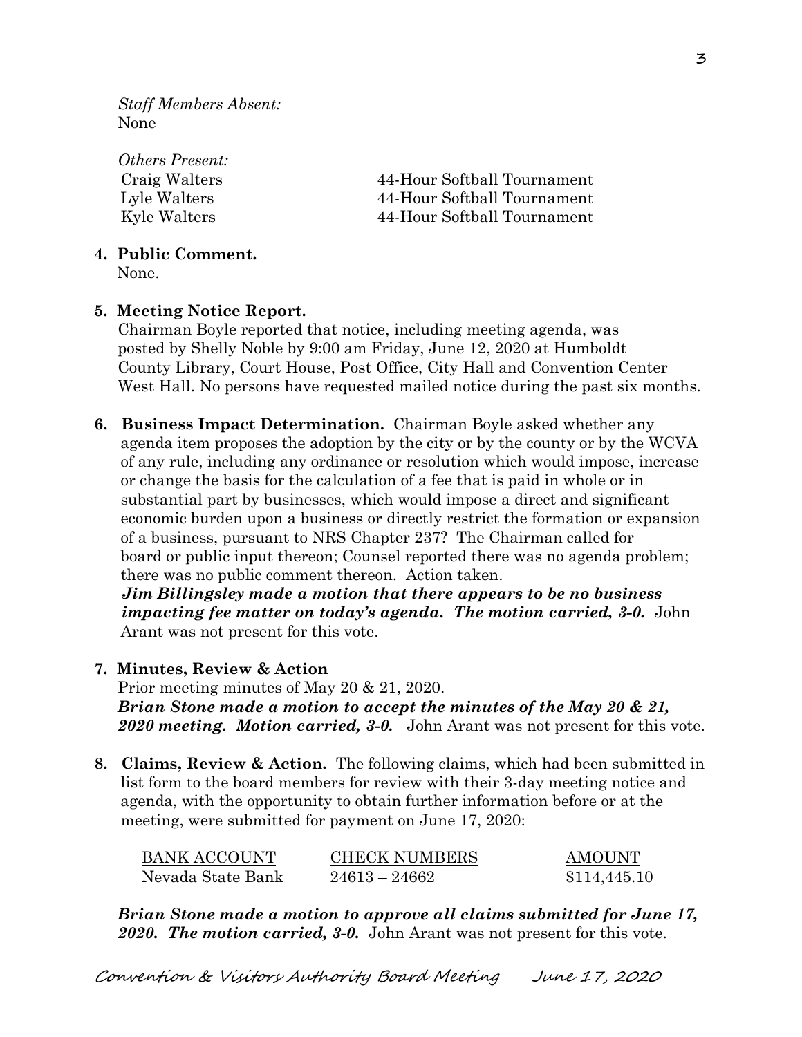*Staff Members Absent:*
None

*Others Present:*

| | |
|---|---|
| Craig Walters | 44-Hour Softball Tournament |
| Lyle Walters | 44-Hour Softball Tournament |
| Kyle Walters | 44-Hour Softball Tournament |

**4. Public Comment.**
None.

**5. Meeting Notice Report.**
Chairman Boyle reported that notice, including meeting agenda, was posted by Shelly Noble by 9:00 am Friday, June 12, 2020 at Humboldt County Library, Court House, Post Office, City Hall and Convention Center West Hall. No persons have requested mailed notice during the past six months.

**6. Business Impact Determination.** Chairman Boyle asked whether any agenda item proposes the adoption by the city or by the county or by the WCVA of any rule, including any ordinance or resolution which would impose, increase or change the basis for the calculation of a fee that is paid in whole or in substantial part by businesses, which would impose a direct and significant economic burden upon a business or directly restrict the formation or expansion of a business, pursuant to NRS Chapter 237? The Chairman called for board or public input thereon; Counsel reported there was no agenda problem; there was no public comment thereon. Action taken.
***Jim Billingsley made a motion that there appears to be no business impacting fee matter on today's agenda. The motion carried, 3-0.*** John Arant was not present for this vote.

**7. Minutes, Review & Action**
Prior meeting minutes of May 20 & 21, 2020.
***Brian Stone made a motion to accept the minutes of the May 20 & 21, 2020 meeting. Motion carried, 3-0.*** John Arant was not present for this vote.

**8. Claims, Review & Action.** The following claims, which had been submitted in list form to the board members for review with their 3-day meeting notice and agenda, with the opportunity to obtain further information before or at the meeting, were submitted for payment on June 17, 2020:

| BANK ACCOUNT | CHECK NUMBERS | AMOUNT |
|---|---|---|
| Nevada State Bank | 24613 – 24662 | $114,445.10 |

***Brian Stone made a motion to approve all claims submitted for June 17, 2020. The motion carried, 3-0.*** John Arant was not present for this vote.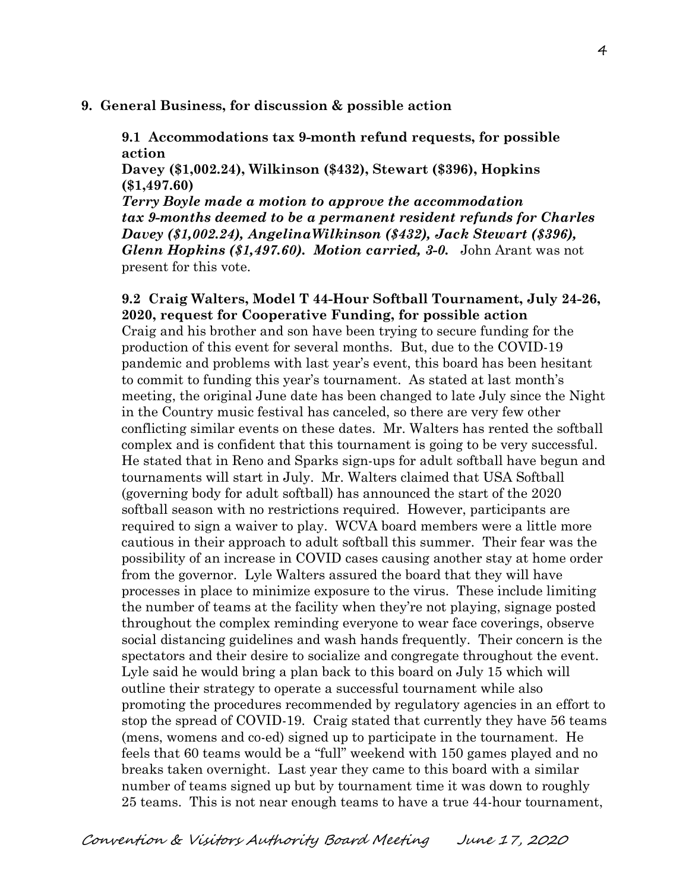## 9. General Business, for discussion & possible action

**9.1 Accommodations tax 9-month refund requests, for possible action**
**Davey ($1,002.24), Wilkinson ($432), Stewart ($396), Hopkins ($1,497.60)**
***Terry Boyle made a motion to approve the accommodation tax 9-months deemed to be a permanent resident refunds for Charles Davey ($1,002.24), AngelinaWilkinson ($432), Jack Stewart ($396), Glenn Hopkins ($1,497.60). Motion carried, 3-0.*** John Arant was not present for this vote.

**9.2 Craig Walters, Model T 44-Hour Softball Tournament, July 24-26, 2020, request for Cooperative Funding, for possible action**
Craig and his brother and son have been trying to secure funding for the production of this event for several months. But, due to the COVID-19 pandemic and problems with last year's event, this board has been hesitant to commit to funding this year's tournament. As stated at last month's meeting, the original June date has been changed to late July since the Night in the Country music festival has canceled, so there are very few other conflicting similar events on these dates. Mr. Walters has rented the softball complex and is confident that this tournament is going to be very successful. He stated that in Reno and Sparks sign-ups for adult softball have begun and tournaments will start in July. Mr. Walters claimed that USA Softball (governing body for adult softball) has announced the start of the 2020 softball season with no restrictions required. However, participants are required to sign a waiver to play. WCVA board members were a little more cautious in their approach to adult softball this summer. Their fear was the possibility of an increase in COVID cases causing another stay at home order from the governor. Lyle Walters assured the board that they will have processes in place to minimize exposure to the virus. These include limiting the number of teams at the facility when they're not playing, signage posted throughout the complex reminding everyone to wear face coverings, observe social distancing guidelines and wash hands frequently. Their concern is the spectators and their desire to socialize and congregate throughout the event. Lyle said he would bring a plan back to this board on July 15 which will outline their strategy to operate a successful tournament while also promoting the procedures recommended by regulatory agencies in an effort to stop the spread of COVID-19. Craig stated that currently they have 56 teams (mens, womens and co-ed) signed up to participate in the tournament. He feels that 60 teams would be a "full" weekend with 150 games played and no breaks taken overnight. Last year they came to this board with a similar number of teams signed up but by tournament time it was down to roughly 25 teams. This is not near enough teams to have a true 44-hour tournament,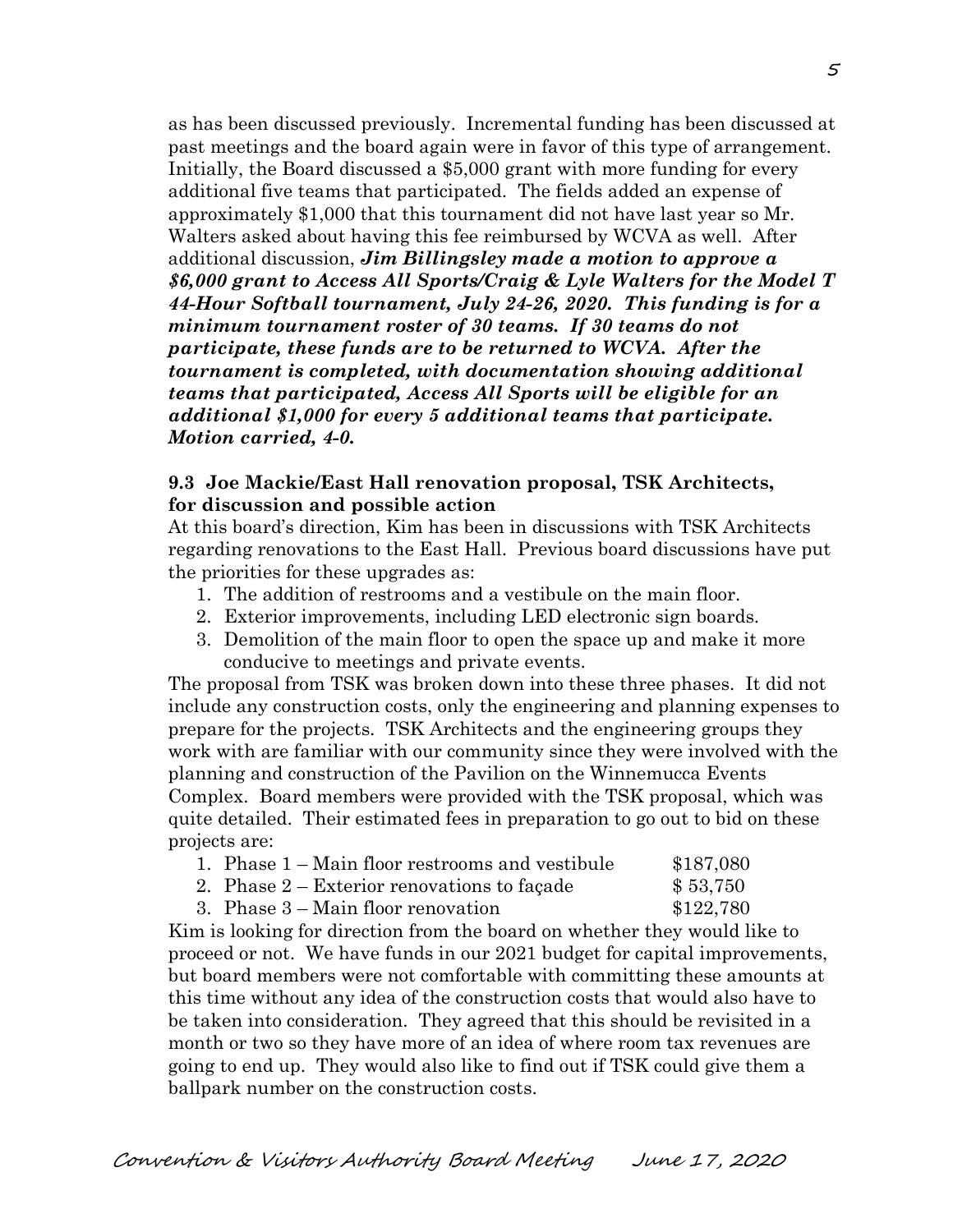as has been discussed previously. Incremental funding has been discussed at past meetings and the board again were in favor of this type of arrangement. Initially, the Board discussed a $5,000 grant with more funding for every additional five teams that participated. The fields added an expense of approximately $1,000 that this tournament did not have last year so Mr. Walters asked about having this fee reimbursed by WCVA as well. After additional discussion, ***Jim Billingsley made a motion to approve a $6,000 grant to Access All Sports/Craig & Lyle Walters for the Model T 44-Hour Softball tournament, July 24-26, 2020. This funding is for a minimum tournament roster of 30 teams. If 30 teams do not participate, these funds are to be returned to WCVA. After the tournament is completed, with documentation showing additional teams that participated, Access All Sports will be eligible for an additional $1,000 for every 5 additional teams that participate. Motion carried, 4-0.***

**9.3 Joe Mackie/East Hall renovation proposal, TSK Architects, for discussion and possible action**

At this board's direction, Kim has been in discussions with TSK Architects regarding renovations to the East Hall. Previous board discussions have put the priorities for these upgrades as:

1. The addition of restrooms and a vestibule on the main floor.
2. Exterior improvements, including LED electronic sign boards.
3. Demolition of the main floor to open the space up and make it more conducive to meetings and private events.

The proposal from TSK was broken down into these three phases. It did not include any construction costs, only the engineering and planning expenses to prepare for the projects. TSK Architects and the engineering groups they work with are familiar with our community since they were involved with the planning and construction of the Pavilion on the Winnemucca Events Complex. Board members were provided with the TSK proposal, which was quite detailed. Their estimated fees in preparation to go out to bid on these projects are:

1. Phase 1 – Main floor restrooms and vestibule $187,080
2. Phase 2 – Exterior renovations to façade $ 53,750
3. Phase 3 – Main floor renovation $122,780

Kim is looking for direction from the board on whether they would like to proceed or not. We have funds in our 2021 budget for capital improvements, but board members were not comfortable with committing these amounts at this time without any idea of the construction costs that would also have to be taken into consideration. They agreed that this should be revisited in a month or two so they have more of an idea of where room tax revenues are going to end up. They would also like to find out if TSK could give them a ballpark number on the construction costs.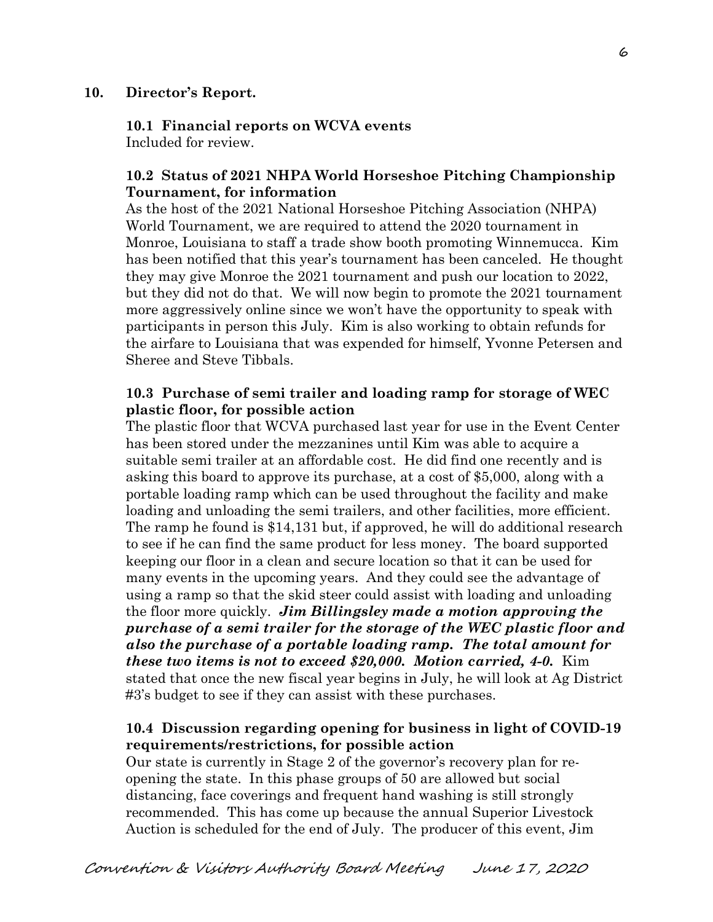**10. Director's Report.**

**10.1 Financial reports on WCVA events**
Included for review.

**10.2 Status of 2021 NHPA World Horseshoe Pitching Championship Tournament, for information**
As the host of the 2021 National Horseshoe Pitching Association (NHPA) World Tournament, we are required to attend the 2020 tournament in Monroe, Louisiana to staff a trade show booth promoting Winnemucca. Kim has been notified that this year's tournament has been canceled. He thought they may give Monroe the 2021 tournament and push our location to 2022, but they did not do that. We will now begin to promote the 2021 tournament more aggressively online since we won't have the opportunity to speak with participants in person this July. Kim is also working to obtain refunds for the airfare to Louisiana that was expended for himself, Yvonne Petersen and Sheree and Steve Tibbals.

**10.3 Purchase of semi trailer and loading ramp for storage of WEC plastic floor, for possible action**
The plastic floor that WCVA purchased last year for use in the Event Center has been stored under the mezzanines until Kim was able to acquire a suitable semi trailer at an affordable cost. He did find one recently and is asking this board to approve its purchase, at a cost of $5,000, along with a portable loading ramp which can be used throughout the facility and make loading and unloading the semi trailers, and other facilities, more efficient. The ramp he found is $14,131 but, if approved, he will do additional research to see if he can find the same product for less money. The board supported keeping our floor in a clean and secure location so that it can be used for many events in the upcoming years. And they could see the advantage of using a ramp so that the skid steer could assist with loading and unloading the floor more quickly. ***Jim Billingsley made a motion approving the purchase of a semi trailer for the storage of the WEC plastic floor and also the purchase of a portable loading ramp. The total amount for these two items is not to exceed $20,000. Motion carried, 4-0.*** Kim stated that once the new fiscal year begins in July, he will look at Ag District #3's budget to see if they can assist with these purchases.

**10.4 Discussion regarding opening for business in light of COVID-19 requirements/restrictions, for possible action**
Our state is currently in Stage 2 of the governor's recovery plan for re-opening the state. In this phase groups of 50 are allowed but social distancing, face coverings and frequent hand washing is still strongly recommended. This has come up because the annual Superior Livestock Auction is scheduled for the end of July. The producer of this event, Jim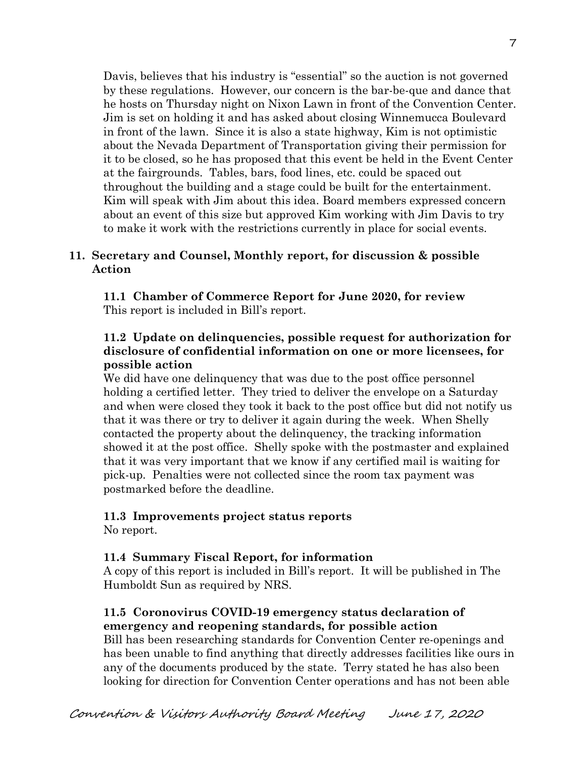Davis, believes that his industry is "essential" so the auction is not governed by these regulations. However, our concern is the bar-be-que and dance that he hosts on Thursday night on Nixon Lawn in front of the Convention Center. Jim is set on holding it and has asked about closing Winnemucca Boulevard in front of the lawn. Since it is also a state highway, Kim is not optimistic about the Nevada Department of Transportation giving their permission for it to be closed, so he has proposed that this event be held in the Event Center at the fairgrounds. Tables, bars, food lines, etc. could be spaced out throughout the building and a stage could be built for the entertainment. Kim will speak with Jim about this idea. Board members expressed concern about an event of this size but approved Kim working with Jim Davis to try to make it work with the restrictions currently in place for social events.

**11. Secretary and Counsel, Monthly report, for discussion & possible Action**

**11.1 Chamber of Commerce Report for June 2020, for review**
This report is included in Bill's report.

**11.2 Update on delinquencies, possible request for authorization for disclosure of confidential information on one or more licensees, for possible action**
We did have one delinquency that was due to the post office personnel holding a certified letter. They tried to deliver the envelope on a Saturday and when were closed they took it back to the post office but did not notify us that it was there or try to deliver it again during the week. When Shelly contacted the property about the delinquency, the tracking information showed it at the post office. Shelly spoke with the postmaster and explained that it was very important that we know if any certified mail is waiting for pick-up. Penalties were not collected since the room tax payment was postmarked before the deadline.

**11.3 Improvements project status reports**
No report.

**11.4 Summary Fiscal Report, for information**
A copy of this report is included in Bill's report. It will be published in The Humboldt Sun as required by NRS.

**11.5 Coronovirus COVID-19 emergency status declaration of emergency and reopening standards, for possible action**
Bill has been researching standards for Convention Center re-openings and has been unable to find anything that directly addresses facilities like ours in any of the documents produced by the state. Terry stated he has also been looking for direction for Convention Center operations and has not been able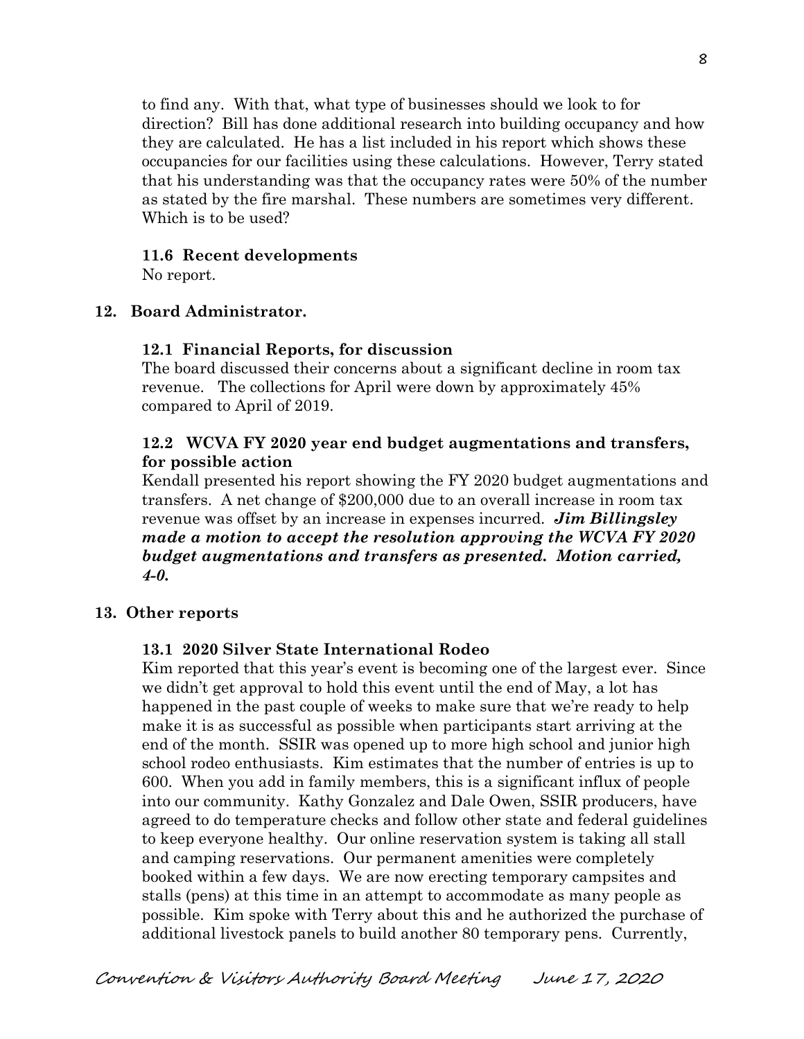to find any. With that, what type of businesses should we look to for direction? Bill has done additional research into building occupancy and how they are calculated. He has a list included in his report which shows these occupancies for our facilities using these calculations. However, Terry stated that his understanding was that the occupancy rates were 50% of the number as stated by the fire marshal. These numbers are sometimes very different. Which is to be used?

### 11.6 Recent developments

No report.

## 12. Board Administrator.

### 12.1 Financial Reports, for discussion

The board discussed their concerns about a significant decline in room tax revenue. The collections for April were down by approximately 45% compared to April of 2019.

### 12.2 WCVA FY 2020 year end budget augmentations and transfers, for possible action

Kendall presented his report showing the FY 2020 budget augmentations and transfers. A net change of $200,000 due to an overall increase in room tax revenue was offset by an increase in expenses incurred. ***Jim Billingsley made a motion to accept the resolution approving the WCVA FY 2020 budget augmentations and transfers as presented. Motion carried, 4-0.***

## 13. Other reports

### 13.1 2020 Silver State International Rodeo

Kim reported that this year's event is becoming one of the largest ever. Since we didn't get approval to hold this event until the end of May, a lot has happened in the past couple of weeks to make sure that we're ready to help make it is as successful as possible when participants start arriving at the end of the month. SSIR was opened up to more high school and junior high school rodeo enthusiasts. Kim estimates that the number of entries is up to 600. When you add in family members, this is a significant influx of people into our community. Kathy Gonzalez and Dale Owen, SSIR producers, have agreed to do temperature checks and follow other state and federal guidelines to keep everyone healthy. Our online reservation system is taking all stall and camping reservations. Our permanent amenities were completely booked within a few days. We are now erecting temporary campsites and stalls (pens) at this time in an attempt to accommodate as many people as possible. Kim spoke with Terry about this and he authorized the purchase of additional livestock panels to build another 80 temporary pens. Currently,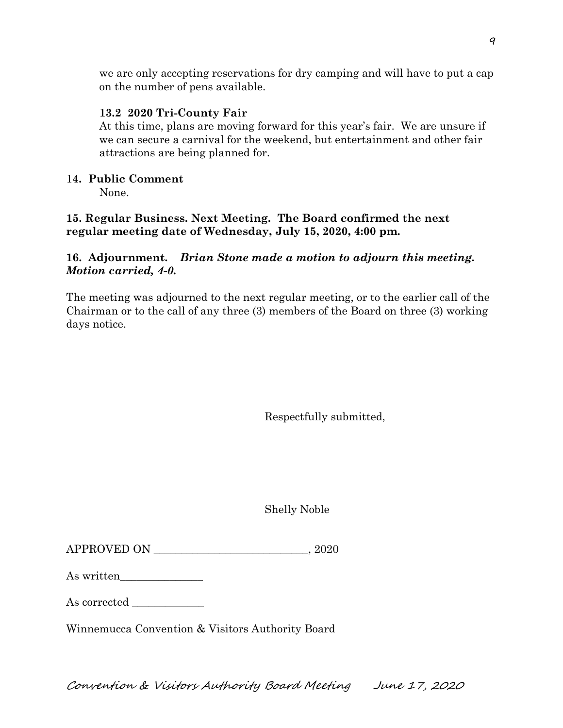we are only accepting reservations for dry camping and will have to put a cap on the number of pens available.

**13.2 2020 Tri-County Fair**

At this time, plans are moving forward for this year's fair. We are unsure if we can secure a carnival for the weekend, but entertainment and other fair attractions are being planned for.

**14. Public Comment**

None.

**15. Regular Business. Next Meeting. The Board confirmed the next regular meeting date of Wednesday, July 15, 2020, 4:00 pm.**

**16. Adjournment.** ***Brian Stone made a motion to adjourn this meeting. Motion carried, 4-0.***

The meeting was adjourned to the next regular meeting, or to the earlier call of the Chairman or to the call of any three (3) members of the Board on three (3) working days notice.

Respectfully submitted,

Shelly Noble

APPROVED ON ___________________________, 2020

As written_______________

As corrected _____________

Winnemucca Convention & Visitors Authority Board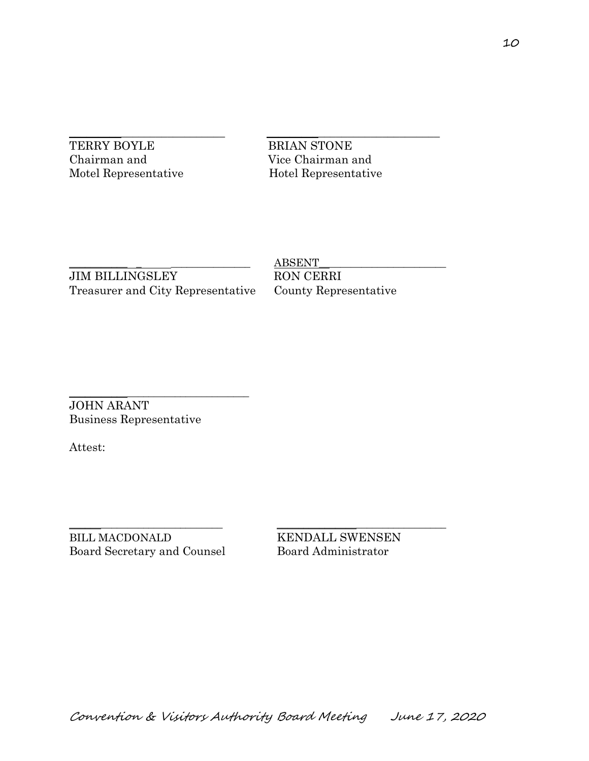\_\_\_\_\_\_\_\_\_\_\_\_\_\_\_\_\_\_\_\_\_\_\_\_\_\_\_\_\_\_
TERRY BOYLE
Chairman and
Motel Representative

\_\_\_\_\_\_\_\_\_\_\_\_\_\_\_\_\_\_\_\_\_\_\_\_\_\_\_\_\_\_
BRIAN STONE
Vice Chairman and
Hotel Representative

\_\_\_\_\_\_\_\_\_\_\_\_\_\_\_\_\_\_\_\_\_\_\_\_\_\_\_\_\_\_
JIM BILLINGSLEY
Treasurer and City Representative

ABSENT\_\_\_\_\_\_\_\_\_\_\_\_\_\_\_\_\_\_\_\_\_\_
RON CERRI
County Representative

\_\_\_\_\_\_\_\_\_\_\_\_\_\_\_\_\_\_\_\_\_\_\_\_\_\_\_\_\_\_
JOHN ARANT
Business Representative

Attest:

\_\_\_\_\_\_\_\_\_\_\_\_\_\_\_\_\_\_\_\_\_\_\_\_\_\_\_\_\_\_
BILL MACDONALD
Board Secretary and Counsel

\_\_\_\_\_\_\_\_\_\_\_\_\_\_\_\_\_\_\_\_\_\_\_\_\_\_\_\_\_\_
KENDALL SWENSEN
Board Administrator